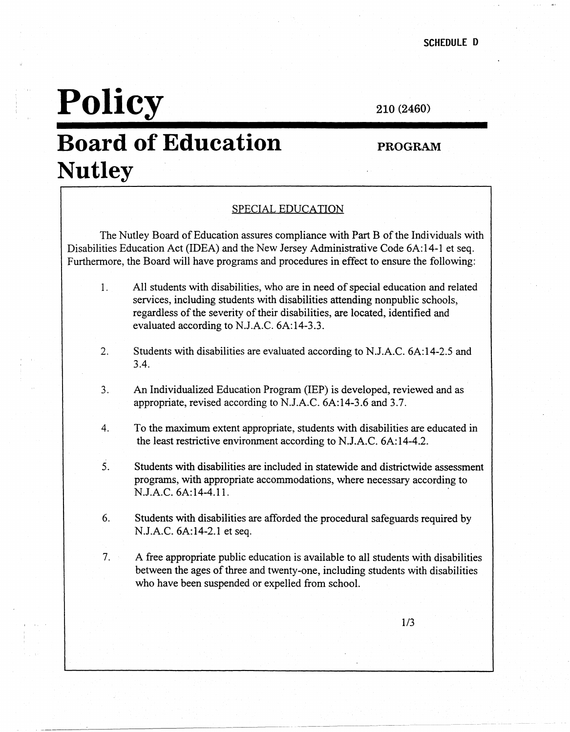SCHEDULE D

# Policy

210 (2460)

# Board of Education Nutley

**PROGRAM**

## SPECIAL EDUCATION

The Nutley Board of Education assures compliance with Part B of the Individuals with Disabilities Education Act (IDEA) and the New Jersey Administrative Code 6A:14-1 et seq. Furthermore, the Board will have programs and procedures in effect to ensure the following:

1. All students with disabilities, who are in need of special education and related services, including students with disabilities attending nonpublic schools, regardless of the severity of their disabilities, are located, identified and evaluated according to N.J.A.C. 6A:14-3.3.

2. Students with disabilities are evaluated according to N.J.A.C. 6A:14-2.5 and 3.4.

3. An Individualized Education Program (IEP) is developed, reviewed and as appropriate, revised according to N.J.A.C. 6A:14-3.6 and 3.7.

4. To the maximum extent appropriate, students with disabilities are educated in the least restrictive environment according to N.J.A.C. 6A:14-4.2.

5. Students with disabilities are included in statewide and districtwide assessment programs, with appropriate accommodations, where necessary according to N.J.A.C. 6A:14-4.11.

6. Students with disabilities are afforded the procedural safeguards required by N.J.A.C. 6A:14-2.1 et seq.

7. A free appropriate public education is available to all students with disabilities between the ages of three and twenty-one, including students with disabilities who have been suspended or expelled from school.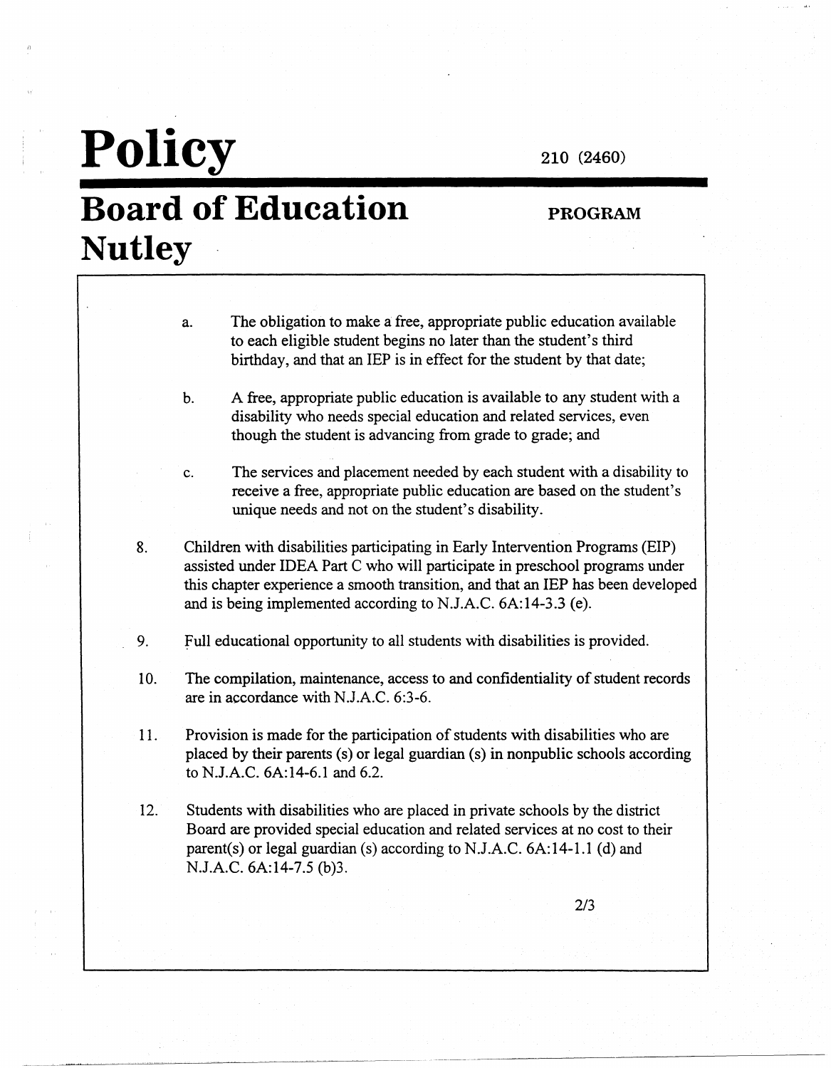# Policy

210 (2460)

# Board of Education Nutley

**PROGRAM**

a. The obligation to make a free, appropriate public education available to each eligible student begins no later than the student's third birthday, and that an IEP is in effect for the student by that date;

b. A free, appropriate public education is available to any student with a disability who needs special education and related services, even though the student is advancing from grade to grade; and

c. The services and placement needed by each student with a disability to receive a free, appropriate public education are based on the student's unique needs and not on the student's disability.

8. Children with disabilities participating in Early Intervention Programs (EIP) assisted under IDEA Part C who will participate in preschool programs under this chapter experience a smooth transition, and that an IEP has been developed and is being implemented according to N.J.A.C. 6A:14-3.3 (e).

9. Full educational opportunity to all students with disabilities is provided.

10. The compilation, maintenance, access to and confidentiality of student records are in accordance with N.J.A.C. 6:3-6.

11. Provision is made for the participation of students with disabilities who are placed by their parents (s) or legal guardian (s) in nonpublic schools according to N.J.A.C. 6A:14-6.1 and 6.2.

12. Students with disabilities who are placed in private schools by the district Board are provided special education and related services at no cost to their parent(s) or legal guardian (s) according to N.J.A.C. 6A:14-1.1 (d) and N.J.A.C. 6A:14-7.5 (b)3.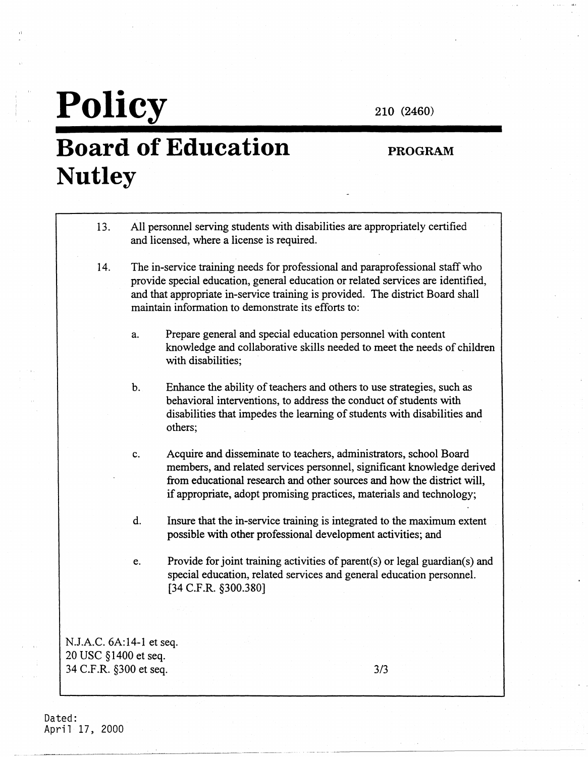# Policy

210 (2460)

# Board of Education Nutley

**PROGRAM**

13. All personnel serving students with disabilities are appropriately certified and licensed, where a license is required.

14. The in-service training needs for professional and paraprofessional staff who provide special education, general education or related services are identified, and that appropriate in-service training is provided. The district Board shall maintain information to demonstrate its efforts to:

    a. Prepare general and special education personnel with content knowledge and collaborative skills needed to meet the needs of children with disabilities;

    b. Enhance the ability of teachers and others to use strategies, such as behavioral interventions, to address the conduct of students with disabilities that impedes the learning of students with disabilities and others;

    c. Acquire and disseminate to teachers, administrators, school Board members, and related services personnel, significant knowledge derived from educational research and other sources and how the district will, if appropriate, adopt promising practices, materials and technology;

    d. Insure that the in-service training is integrated to the maximum extent possible with other professional development activities; and

    e. Provide for joint training activities of parent(s) or legal guardian(s) and special education, related services and general education personnel. [34 C.F.R. §300.380]

N.J.A.C. 6A:14-1 et seq.
20 USC §1400 et seq.
34 C.F.R. §300 et seq.

Dated:
April 17, 2000